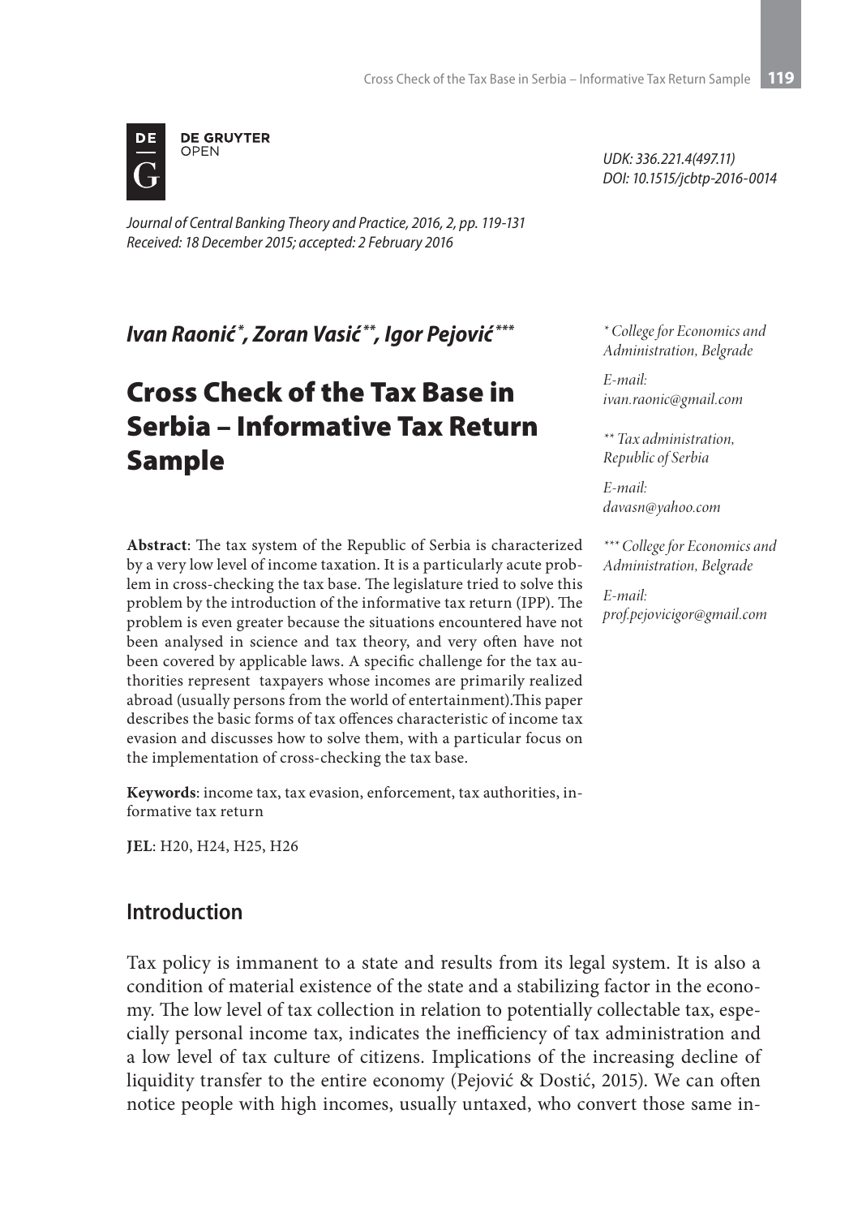UDK: 336.221.4(497.11)
DOI: 10.1515/jcbtp-2016-0014

*Journal of Central Banking Theory and Practice, 2016, 2, pp. 119-131*
*Received: 18 December 2015; accepted: 2 February 2016*

***Ivan Raonić*[*], Zoran Vasić[**], Igor Pejović[***]***

# Cross Check of the Tax Base in Serbia – Informative Tax Return Sample

[*] College for Economics and Administration, Belgrade

E-mail: ivan.raonic@gmail.com

[**] Tax administration, Republic of Serbia

E-mail: davasn@yahoo.com

[***] College for Economics and Administration, Belgrade

E-mail: prof.pejovicigor@gmail.com

**Abstract**: The tax system of the Republic of Serbia is characterized by a very low level of income taxation. It is a particularly acute problem in cross-checking the tax base. The legislature tried to solve this problem by the introduction of the informative tax return (IPP). The problem is even greater because the situations encountered have not been analysed in science and tax theory, and very often have not been covered by applicable laws. A specific challenge for the tax authorities represent taxpayers whose incomes are primarily realized abroad (usually persons from the world of entertainment).This paper describes the basic forms of tax offences characteristic of income tax evasion and discusses how to solve them, with a particular focus on the implementation of cross-checking the tax base.

**Keywords**: income tax, tax evasion, enforcement, tax authorities, informative tax return

**JEL**: H20, H24, H25, H26

## Introduction

Tax policy is immanent to a state and results from its legal system. It is also a condition of material existence of the state and a stabilizing factor in the economy. The low level of tax collection in relation to potentially collectable tax, especially personal income tax, indicates the inefficiency of tax administration and a low level of tax culture of citizens. Implications of the increasing decline of liquidity transfer to the entire economy (Pejović & Dostić, 2015). We can often notice people with high incomes, usually untaxed, who convert those same in-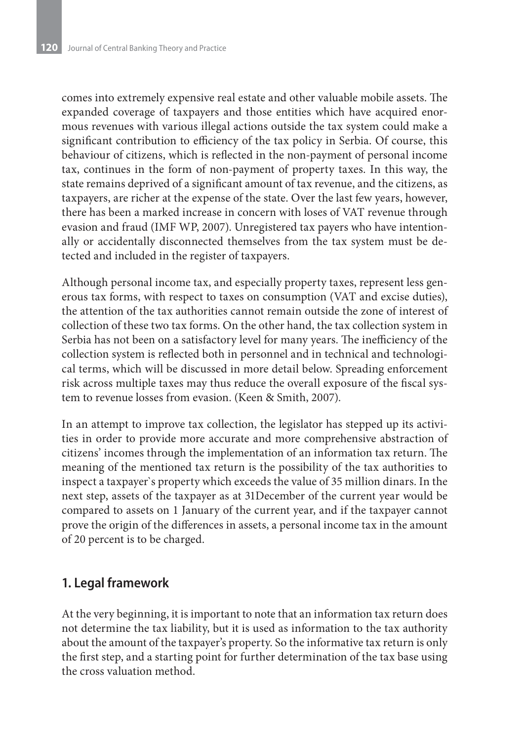comes into extremely expensive real estate and other valuable mobile assets. The expanded coverage of taxpayers and those entities which have acquired enormous revenues with various illegal actions outside the tax system could make a significant contribution to efficiency of the tax policy in Serbia. Of course, this behaviour of citizens, which is reflected in the non-payment of personal income tax, continues in the form of non-payment of property taxes. In this way, the state remains deprived of a significant amount of tax revenue, and the citizens, as taxpayers, are richer at the expense of the state. Over the last few years, however, there has been a marked increase in concern with loses of VAT revenue through evasion and fraud (IMF WP, 2007). Unregistered tax payers who have intentionally or accidentally disconnected themselves from the tax system must be detected and included in the register of taxpayers.

Although personal income tax, and especially property taxes, represent less generous tax forms, with respect to taxes on consumption (VAT and excise duties), the attention of the tax authorities cannot remain outside the zone of interest of collection of these two tax forms. On the other hand, the tax collection system in Serbia has not been on a satisfactory level for many years. The inefficiency of the collection system is reflected both in personnel and in technical and technological terms, which will be discussed in more detail below. Spreading enforcement risk across multiple taxes may thus reduce the overall exposure of the fiscal system to revenue losses from evasion. (Keen & Smith, 2007).

In an attempt to improve tax collection, the legislator has stepped up its activities in order to provide more accurate and more comprehensive abstraction of citizens' incomes through the implementation of an information tax return. The meaning of the mentioned tax return is the possibility of the tax authorities to inspect a taxpayer`s property which exceeds the value of 35 million dinars. In the next step, assets of the taxpayer as at 31December of the current year would be compared to assets on 1 January of the current year, and if the taxpayer cannot prove the origin of the differences in assets, a personal income tax in the amount of 20 percent is to be charged.

## 1. Legal framework

At the very beginning, it is important to note that an information tax return does not determine the tax liability, but it is used as information to the tax authority about the amount of the taxpayer's property. So the informative tax return is only the first step, and a starting point for further determination of the tax base using the cross valuation method.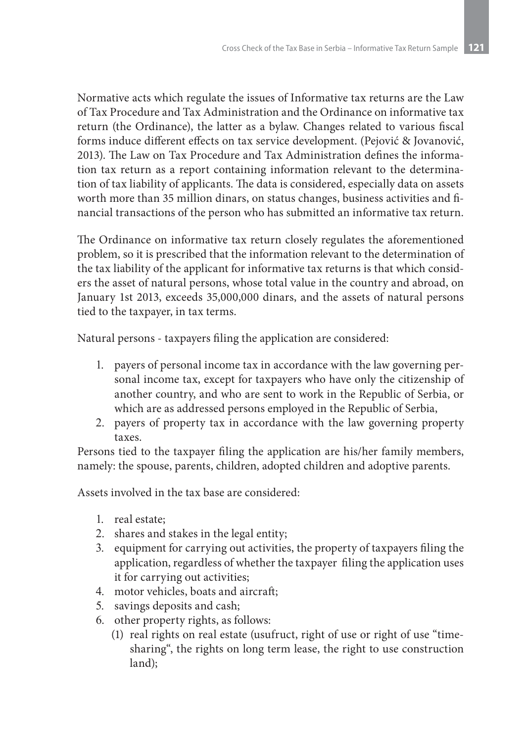Normative acts which regulate the issues of Informative tax returns are the Law of Tax Procedure and Tax Administration and the Ordinance on informative tax return (the Ordinance), the latter as a bylaw. Changes related to various fiscal forms induce different effects on tax service development. (Pejović & Jovanović, 2013). The Law on Tax Procedure and Tax Administration defines the information tax return as a report containing information relevant to the determination of tax liability of applicants. The data is considered, especially data on assets worth more than 35 million dinars, on status changes, business activities and financial transactions of the person who has submitted an informative tax return.

The Ordinance on informative tax return closely regulates the aforementioned problem, so it is prescribed that the information relevant to the determination of the tax liability of the applicant for informative tax returns is that which considers the asset of natural persons, whose total value in the country and abroad, on January 1st 2013, exceeds 35,000,000 dinars, and the assets of natural persons tied to the taxpayer, in tax terms.

Natural persons - taxpayers filing the application are considered:

1. payers of personal income tax in accordance with the law governing personal income tax, except for taxpayers who have only the citizenship of another country, and who are sent to work in the Republic of Serbia, or which are as addressed persons employed in the Republic of Serbia,
2. payers of property tax in accordance with the law governing property taxes.

Persons tied to the taxpayer filing the application are his/her family members, namely: the spouse, parents, children, adopted children and adoptive parents.

Assets involved in the tax base are considered:

1. real estate;
2. shares and stakes in the legal entity;
3. equipment for carrying out activities, the property of taxpayers filing the application, regardless of whether the taxpayer filing the application uses it for carrying out activities;
4. motor vehicles, boats and aircraft;
5. savings deposits and cash;
6. other property rights, as follows:
   (1) real rights on real estate (usufruct, right of use or right of use "time-sharing", the rights on long term lease, the right to use construction land);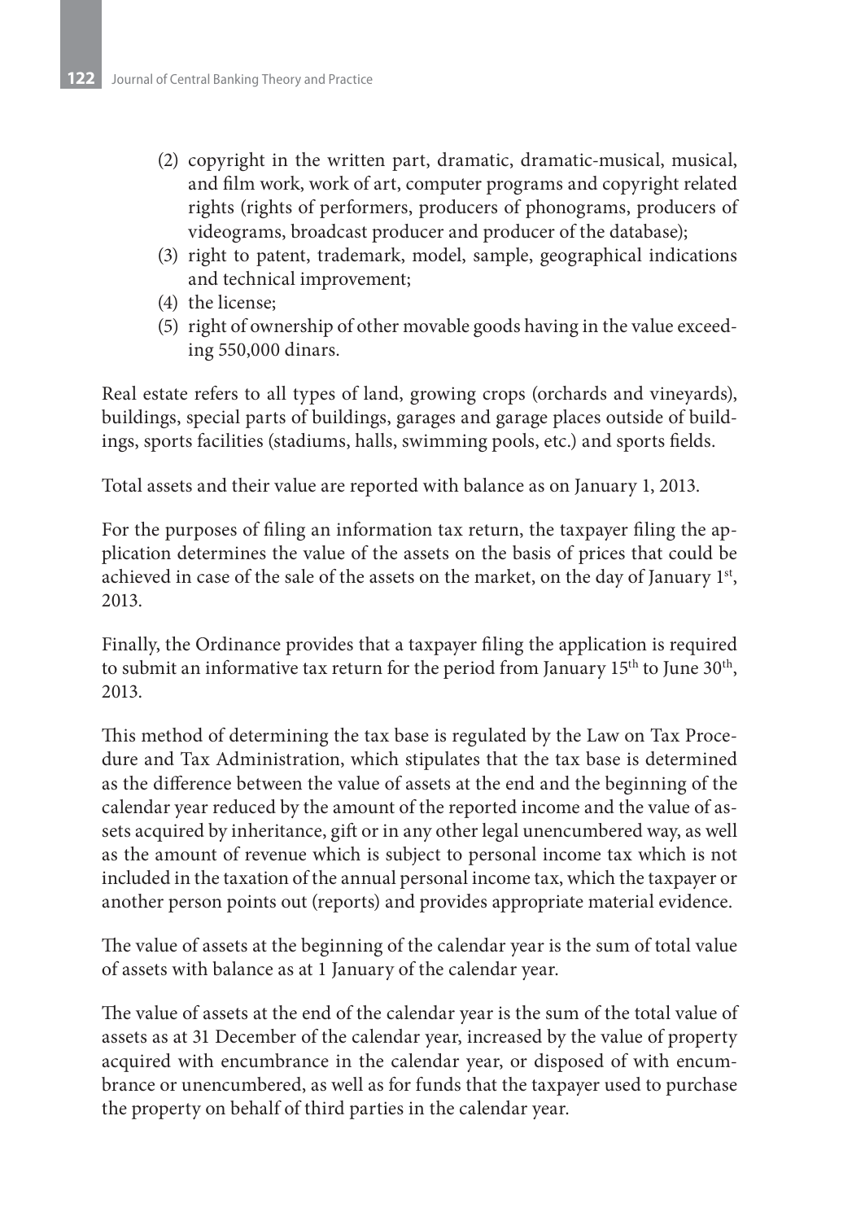(2) copyright in the written part, dramatic, dramatic-musical, musical, and film work, work of art, computer programs and copyright related rights (rights of performers, producers of phonograms, producers of videograms, broadcast producer and producer of the database);
(3) right to patent, trademark, model, sample, geographical indications and technical improvement;
(4) the license;
(5) right of ownership of other movable goods having in the value exceeding 550,000 dinars.

Real estate refers to all types of land, growing crops (orchards and vineyards), buildings, special parts of buildings, garages and garage places outside of buildings, sports facilities (stadiums, halls, swimming pools, etc.) and sports fields.

Total assets and their value are reported with balance as on January 1, 2013.

For the purposes of filing an information tax return, the taxpayer filing the application determines the value of the assets on the basis of prices that could be achieved in case of the sale of the assets on the market, on the day of January 1st, 2013.

Finally, the Ordinance provides that a taxpayer filing the application is required to submit an informative tax return for the period from January 15th to June 30th, 2013.

This method of determining the tax base is regulated by the Law on Tax Procedure and Tax Administration, which stipulates that the tax base is determined as the difference between the value of assets at the end and the beginning of the calendar year reduced by the amount of the reported income and the value of assets acquired by inheritance, gift or in any other legal unencumbered way, as well as the amount of revenue which is subject to personal income tax which is not included in the taxation of the annual personal income tax, which the taxpayer or another person points out (reports) and provides appropriate material evidence.

The value of assets at the beginning of the calendar year is the sum of total value of assets with balance as at 1 January of the calendar year.

The value of assets at the end of the calendar year is the sum of the total value of assets as at 31 December of the calendar year, increased by the value of property acquired with encumbrance in the calendar year, or disposed of with encumbrance or unencumbered, as well as for funds that the taxpayer used to purchase the property on behalf of third parties in the calendar year.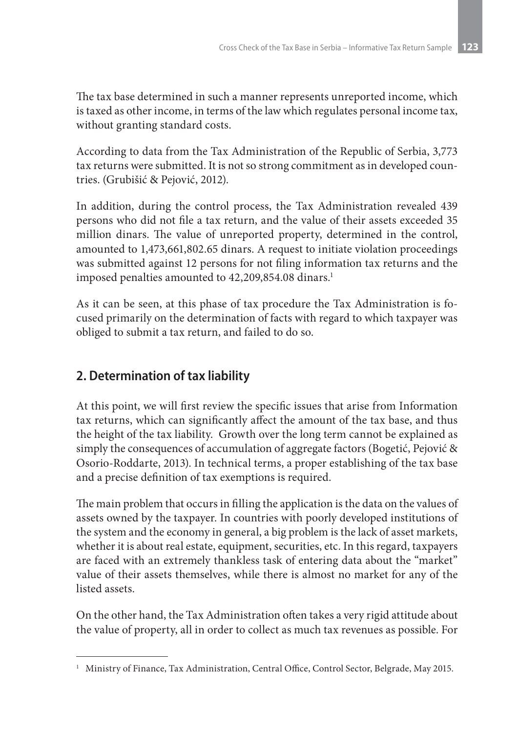The tax base determined in such a manner represents unreported income, which is taxed as other income, in terms of the law which regulates personal income tax, without granting standard costs.

According to data from the Tax Administration of the Republic of Serbia, 3,773 tax returns were submitted. It is not so strong commitment as in developed countries. (Grubišić & Pejović, 2012).

In addition, during the control process, the Tax Administration revealed 439 persons who did not file a tax return, and the value of their assets exceeded 35 million dinars. The value of unreported property, determined in the control, amounted to 1,473,661,802.65 dinars. A request to initiate violation proceedings was submitted against 12 persons for not filing information tax returns and the imposed penalties amounted to 42,209,854.08 dinars.[1]

As it can be seen, at this phase of tax procedure the Tax Administration is focused primarily on the determination of facts with regard to which taxpayer was obliged to submit a tax return, and failed to do so.

## 2. Determination of tax liability

At this point, we will first review the specific issues that arise from Information tax returns, which can significantly affect the amount of the tax base, and thus the height of the tax liability. Growth over the long term cannot be explained as simply the consequences of accumulation of aggregate factors (Bogetić, Pejović & Osorio-Roddarte, 2013). In technical terms, a proper establishing of the tax base and a precise definition of tax exemptions is required.

The main problem that occurs in filling the application is the data on the values of assets owned by the taxpayer. In countries with poorly developed institutions of the system and the economy in general, a big problem is the lack of asset markets, whether it is about real estate, equipment, securities, etc. In this regard, taxpayers are faced with an extremely thankless task of entering data about the "market" value of their assets themselves, while there is almost no market for any of the listed assets.

On the other hand, the Tax Administration often takes a very rigid attitude about the value of property, all in order to collect as much tax revenues as possible. For

---

[1] Ministry of Finance, Tax Administration, Central Office, Control Sector, Belgrade, May 2015.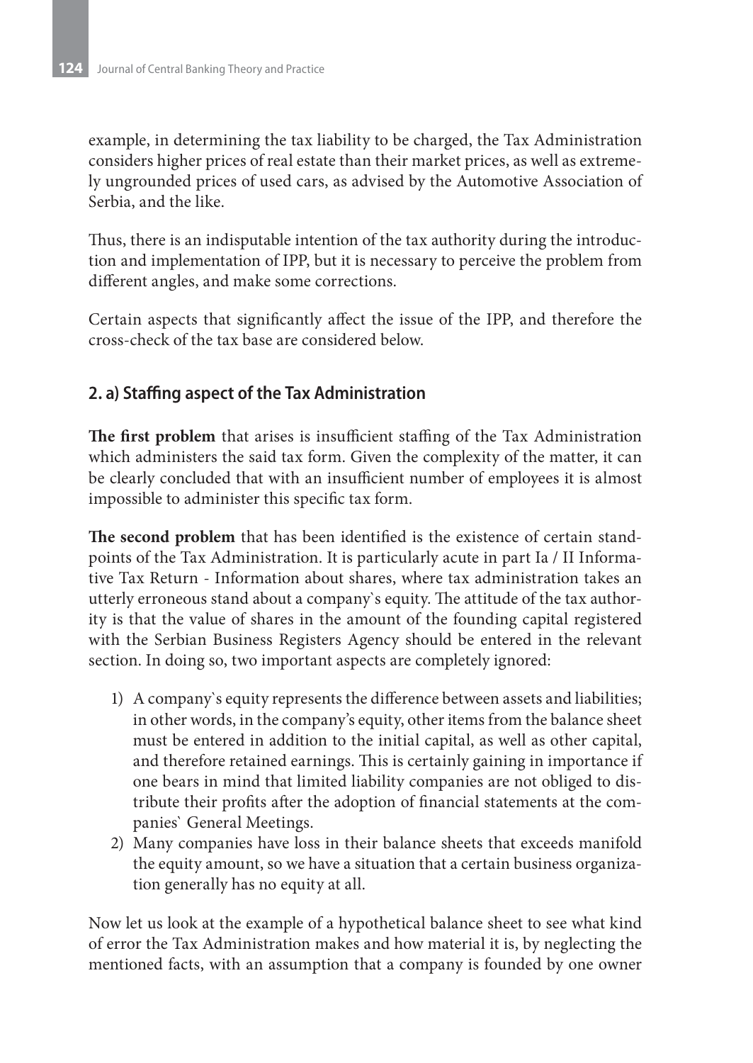example, in determining the tax liability to be charged, the Tax Administration considers higher prices of real estate than their market prices, as well as extremely ungrounded prices of used cars, as advised by the Automotive Association of Serbia, and the like.

Thus, there is an indisputable intention of the tax authority during the introduction and implementation of IPP, but it is necessary to perceive the problem from different angles, and make some corrections.

Certain aspects that significantly affect the issue of the IPP, and therefore the cross-check of the tax base are considered below.

## 2. a) Staffing aspect of the Tax Administration

**The first problem** that arises is insufficient staffing of the Tax Administration which administers the said tax form. Given the complexity of the matter, it can be clearly concluded that with an insufficient number of employees it is almost impossible to administer this specific tax form.

**The second problem** that has been identified is the existence of certain standpoints of the Tax Administration. It is particularly acute in part Ia / II Informative Tax Return - Information about shares, where tax administration takes an utterly erroneous stand about a company`s equity. The attitude of the tax authority is that the value of shares in the amount of the founding capital registered with the Serbian Business Registers Agency should be entered in the relevant section. In doing so, two important aspects are completely ignored:

1) A company`s equity represents the difference between assets and liabilities; in other words, in the company's equity, other items from the balance sheet must be entered in addition to the initial capital, as well as other capital, and therefore retained earnings. This is certainly gaining in importance if one bears in mind that limited liability companies are not obliged to distribute their profits after the adoption of financial statements at the companies` General Meetings.
2) Many companies have loss in their balance sheets that exceeds manifold the equity amount, so we have a situation that a certain business organization generally has no equity at all.

Now let us look at the example of a hypothetical balance sheet to see what kind of error the Tax Administration makes and how material it is, by neglecting the mentioned facts, with an assumption that a company is founded by one owner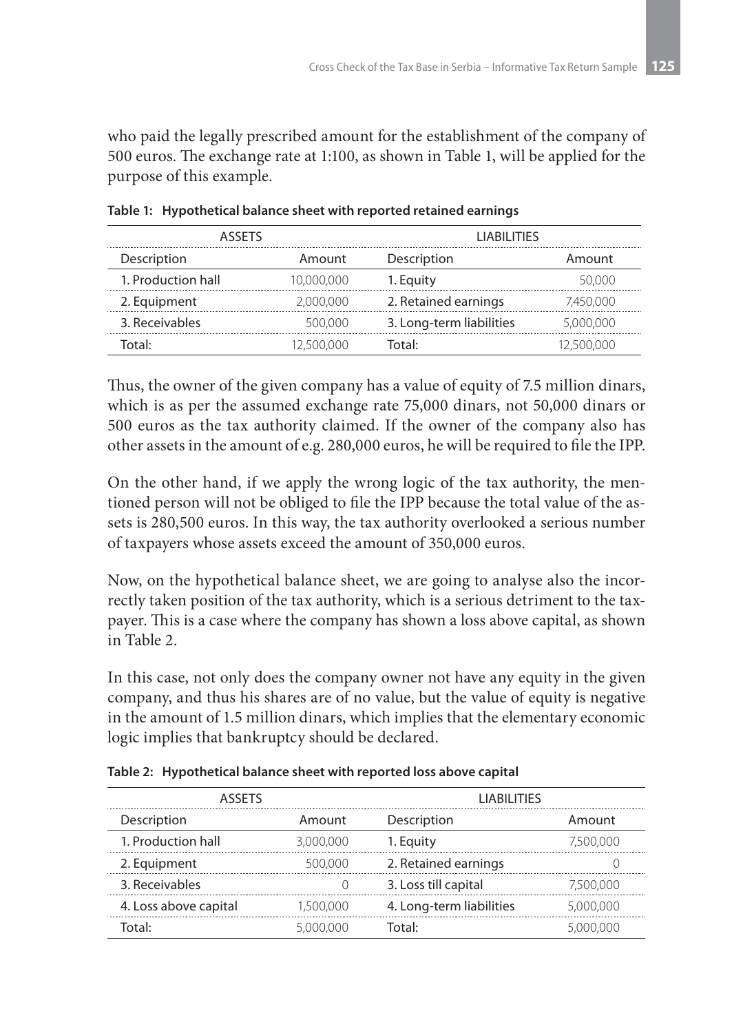who paid the legally prescribed amount for the establishment of the company of 500 euros. The exchange rate at 1:100, as shown in Table 1, will be applied for the purpose of this example.

**Table 1: Hypothetical balance sheet with reported retained earnings**

| ASSETS | | LIABILITIES | |
|---|---|---|---|
| Description | Amount | Description | Amount |
| 1. Production hall | 10,000,000 | 1. Equity | 50,000 |
| 2. Equipment | 2,000,000 | 2. Retained earnings | 7,450,000 |
| 3. Receivables | 500,000 | 3. Long-term liabilities | 5,000,000 |
| Total: | 12,500,000 | Total: | 12,500,000 |

Thus, the owner of the given company has a value of equity of 7.5 million dinars, which is as per the assumed exchange rate 75,000 dinars, not 50,000 dinars or 500 euros as the tax authority claimed. If the owner of the company also has other assets in the amount of e.g. 280,000 euros, he will be required to file the IPP.

On the other hand, if we apply the wrong logic of the tax authority, the mentioned person will not be obliged to file the IPP because the total value of the assets is 280,500 euros. In this way, the tax authority overlooked a serious number of taxpayers whose assets exceed the amount of 350,000 euros.

Now, on the hypothetical balance sheet, we are going to analyse also the incorrectly taken position of the tax authority, which is a serious detriment to the taxpayer. This is a case where the company has shown a loss above capital, as shown in Table 2.

In this case, not only does the company owner not have any equity in the given company, and thus his shares are of no value, but the value of equity is negative in the amount of 1.5 million dinars, which implies that the elementary economic logic implies that bankruptcy should be declared.

**Table 2: Hypothetical balance sheet with reported loss above capital**

| ASSETS | | LIABILITIES | |
|---|---|---|---|
| Description | Amount | Description | Amount |
| 1. Production hall | 3,000,000 | 1. Equity | 7,500,000 |
| 2. Equipment | 500,000 | 2. Retained earnings | 0 |
| 3. Receivables | 0 | 3. Loss till capital | 7,500,000 |
| 4. Loss above capital | 1,500,000 | 4. Long-term liabilities | 5,000,000 |
| Total: | 5,000,000 | Total: | 5,000,000 |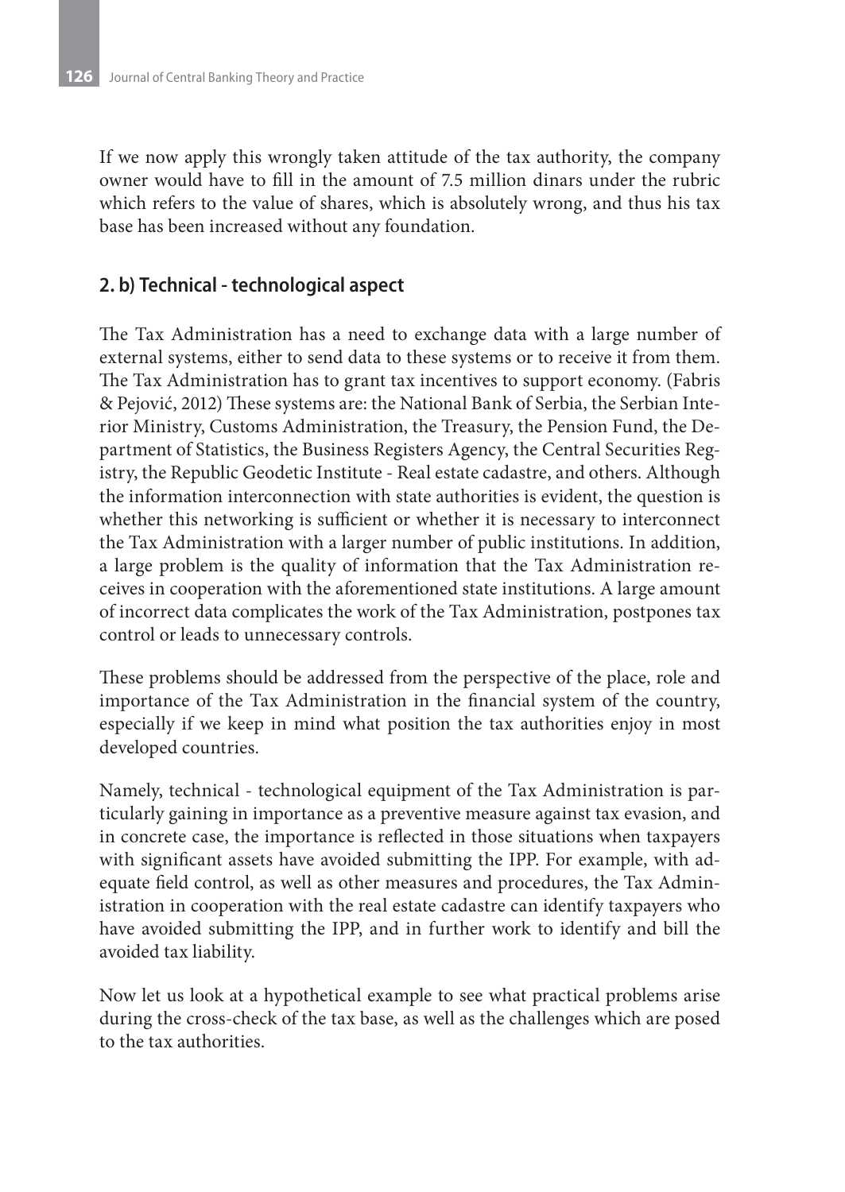If we now apply this wrongly taken attitude of the tax authority, the company owner would have to fill in the amount of 7.5 million dinars under the rubric which refers to the value of shares, which is absolutely wrong, and thus his tax base has been increased without any foundation.

## 2. b) Technical - technological aspect

The Tax Administration has a need to exchange data with a large number of external systems, either to send data to these systems or to receive it from them. The Tax Administration has to grant tax incentives to support economy. (Fabris & Pejović, 2012) These systems are: the National Bank of Serbia, the Serbian Interior Ministry, Customs Administration, the Treasury, the Pension Fund, the Department of Statistics, the Business Registers Agency, the Central Securities Registry, the Republic Geodetic Institute - Real estate cadastre, and others. Although the information interconnection with state authorities is evident, the question is whether this networking is sufficient or whether it is necessary to interconnect the Tax Administration with a larger number of public institutions. In addition, a large problem is the quality of information that the Tax Administration receives in cooperation with the aforementioned state institutions. A large amount of incorrect data complicates the work of the Tax Administration, postpones tax control or leads to unnecessary controls.

These problems should be addressed from the perspective of the place, role and importance of the Tax Administration in the financial system of the country, especially if we keep in mind what position the tax authorities enjoy in most developed countries.

Namely, technical - technological equipment of the Tax Administration is particularly gaining in importance as a preventive measure against tax evasion, and in concrete case, the importance is reflected in those situations when taxpayers with significant assets have avoided submitting the IPP. For example, with adequate field control, as well as other measures and procedures, the Tax Administration in cooperation with the real estate cadastre can identify taxpayers who have avoided submitting the IPP, and in further work to identify and bill the avoided tax liability.

Now let us look at a hypothetical example to see what practical problems arise during the cross-check of the tax base, as well as the challenges which are posed to the tax authorities.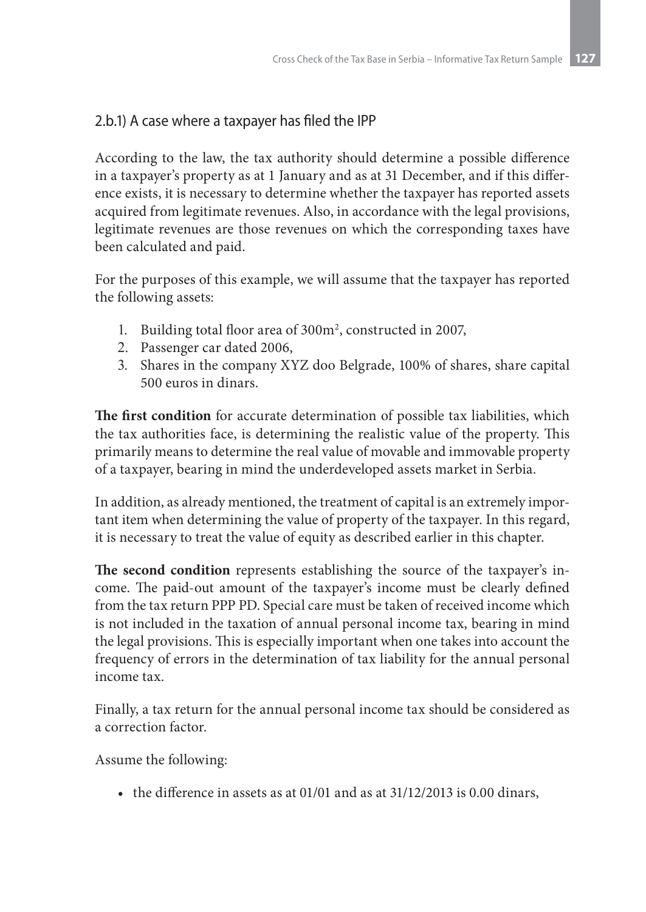### 2.b.1) A case where a taxpayer has filed the IPP

According to the law, the tax authority should determine a possible difference in a taxpayer's property as at 1 January and as at 31 December, and if this difference exists, it is necessary to determine whether the taxpayer has reported assets acquired from legitimate revenues. Also, in accordance with the legal provisions, legitimate revenues are those revenues on which the corresponding taxes have been calculated and paid.

For the purposes of this example, we will assume that the taxpayer has reported the following assets:

1. Building total floor area of 300m$^2$, constructed in 2007,
2. Passenger car dated 2006,
3. Shares in the company XYZ doo Belgrade, 100% of shares, share capital 500 euros in dinars.

**The first condition** for accurate determination of possible tax liabilities, which the tax authorities face, is determining the realistic value of the property. This primarily means to determine the real value of movable and immovable property of a taxpayer, bearing in mind the underdeveloped assets market in Serbia.

In addition, as already mentioned, the treatment of capital is an extremely important item when determining the value of property of the taxpayer. In this regard, it is necessary to treat the value of equity as described earlier in this chapter.

**The second condition** represents establishing the source of the taxpayer's income. The paid-out amount of the taxpayer's income must be clearly defined from the tax return PPP PD. Special care must be taken of received income which is not included in the taxation of annual personal income tax, bearing in mind the legal provisions. This is especially important when one takes into account the frequency of errors in the determination of tax liability for the annual personal income tax.

Finally, a tax return for the annual personal income tax should be considered as a correction factor.

Assume the following:

- the difference in assets as at 01/01 and as at 31/12/2013 is 0.00 dinars,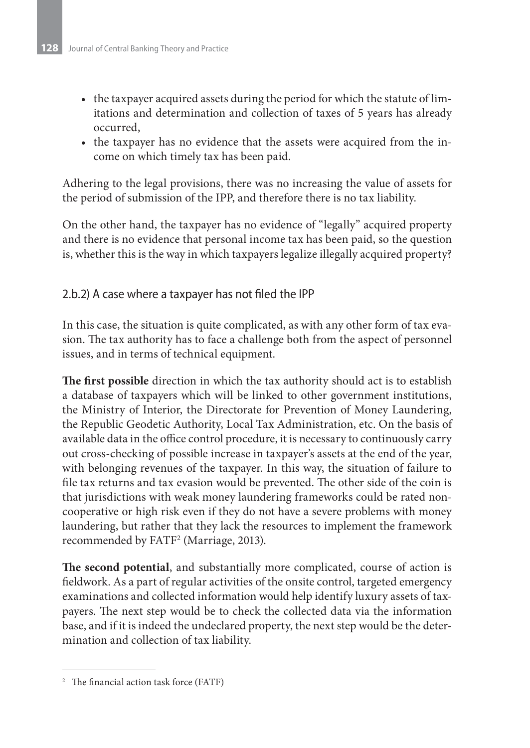- the taxpayer acquired assets during the period for which the statute of limitations and determination and collection of taxes of 5 years has already occurred,
- the taxpayer has no evidence that the assets were acquired from the income on which timely tax has been paid.

Adhering to the legal provisions, there was no increasing the value of assets for the period of submission of the IPP, and therefore there is no tax liability.

On the other hand, the taxpayer has no evidence of "legally" acquired property and there is no evidence that personal income tax has been paid, so the question is, whether this is the way in which taxpayers legalize illegally acquired property?

### 2.b.2) A case where a taxpayer has not filed the IPP

In this case, the situation is quite complicated, as with any other form of tax evasion. The tax authority has to face a challenge both from the aspect of personnel issues, and in terms of technical equipment.

**The first possible** direction in which the tax authority should act is to establish a database of taxpayers which will be linked to other government institutions, the Ministry of Interior, the Directorate for Prevention of Money Laundering, the Republic Geodetic Authority, Local Tax Administration, etc. On the basis of available data in the office control procedure, it is necessary to continuously carry out cross-checking of possible increase in taxpayer's assets at the end of the year, with belonging revenues of the taxpayer. In this way, the situation of failure to file tax returns and tax evasion would be prevented. The other side of the coin is that jurisdictions with weak money laundering frameworks could be rated non-cooperative or high risk even if they do not have a severe problems with money laundering, but rather that they lack the resources to implement the framework recommended by FATF[2] (Marriage, 2013).

**The second potential**, and substantially more complicated, course of action is fieldwork. As a part of regular activities of the onsite control, targeted emergency examinations and collected information would help identify luxury assets of taxpayers. The next step would be to check the collected data via the information base, and if it is indeed the undeclared property, the next step would be the determination and collection of tax liability.

[2] The financial action task force (FATF)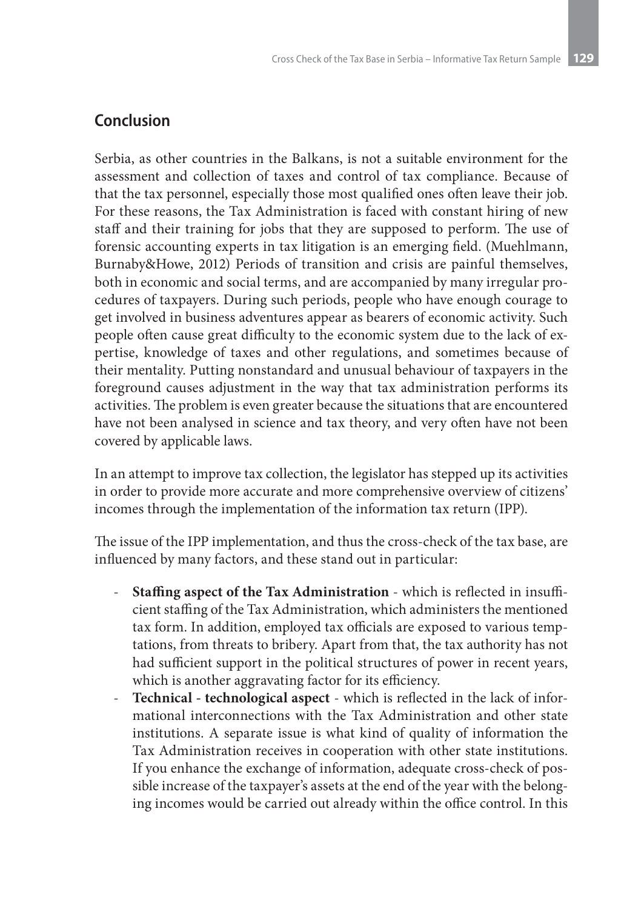## Conclusion

Serbia, as other countries in the Balkans, is not a suitable environment for the assessment and collection of taxes and control of tax compliance. Because of that the tax personnel, especially those most qualified ones often leave their job. For these reasons, the Tax Administration is faced with constant hiring of new staff and their training for jobs that they are supposed to perform. The use of forensic accounting experts in tax litigation is an emerging field. (Muehlmann, Burnaby&Howe, 2012) Periods of transition and crisis are painful themselves, both in economic and social terms, and are accompanied by many irregular procedures of taxpayers. During such periods, people who have enough courage to get involved in business adventures appear as bearers of economic activity. Such people often cause great difficulty to the economic system due to the lack of expertise, knowledge of taxes and other regulations, and sometimes because of their mentality. Putting nonstandard and unusual behaviour of taxpayers in the foreground causes adjustment in the way that tax administration performs its activities. The problem is even greater because the situations that are encountered have not been analysed in science and tax theory, and very often have not been covered by applicable laws.

In an attempt to improve tax collection, the legislator has stepped up its activities in order to provide more accurate and more comprehensive overview of citizens' incomes through the implementation of the information tax return (IPP).

The issue of the IPP implementation, and thus the cross-check of the tax base, are influenced by many factors, and these stand out in particular:

- **Staffing aspect of the Tax Administration** - which is reflected in insufficient staffing of the Tax Administration, which administers the mentioned tax form. In addition, employed tax officials are exposed to various temptations, from threats to bribery. Apart from that, the tax authority has not had sufficient support in the political structures of power in recent years, which is another aggravating factor for its efficiency.
- **Technical - technological aspect** - which is reflected in the lack of informational interconnections with the Tax Administration and other state institutions. A separate issue is what kind of quality of information the Tax Administration receives in cooperation with other state institutions. If you enhance the exchange of information, adequate cross-check of possible increase of the taxpayer's assets at the end of the year with the belonging incomes would be carried out already within the office control. In this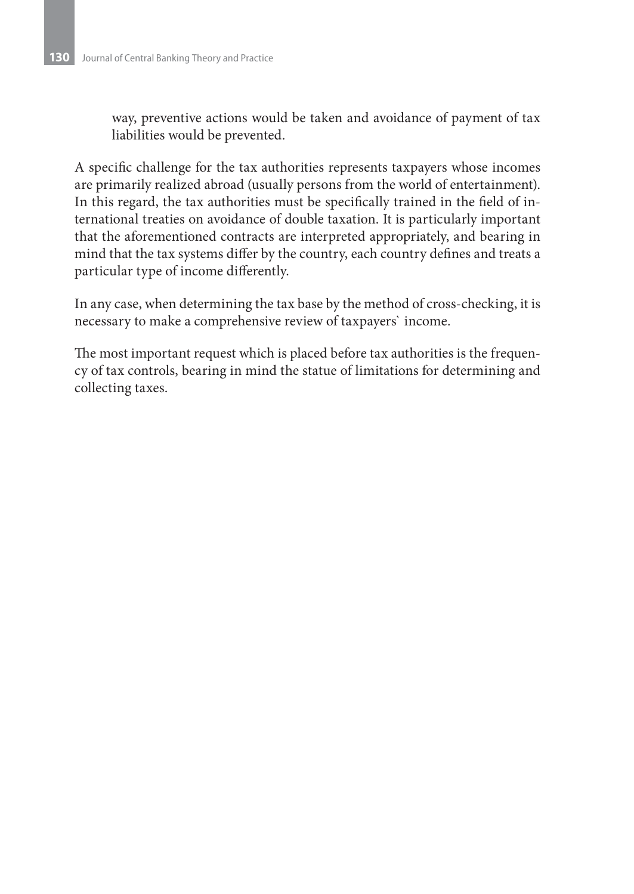way, preventive actions would be taken and avoidance of payment of tax liabilities would be prevented.

A specific challenge for the tax authorities represents taxpayers whose incomes are primarily realized abroad (usually persons from the world of entertainment). In this regard, the tax authorities must be specifically trained in the field of international treaties on avoidance of double taxation. It is particularly important that the aforementioned contracts are interpreted appropriately, and bearing in mind that the tax systems differ by the country, each country defines and treats a particular type of income differently.

In any case, when determining the tax base by the method of cross-checking, it is necessary to make a comprehensive review of taxpayers` income.

The most important request which is placed before tax authorities is the frequency of tax controls, bearing in mind the statue of limitations for determining and collecting taxes.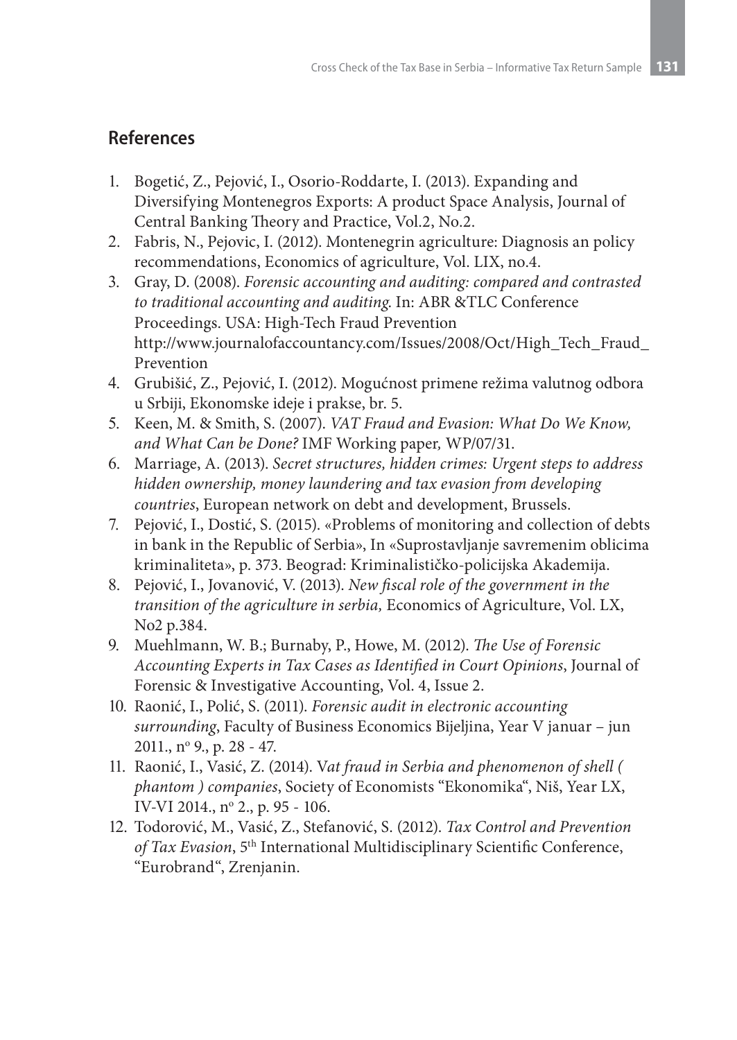## References

1. Bogetić, Z., Pejović, I., Osorio-Roddarte, I. (2013). Expanding and Diversifying Montenegros Exports: A product Space Analysis, Journal of Central Banking Theory and Practice, Vol.2, No.2.
2. Fabris, N., Pejovic, I. (2012). Montenegrin agriculture: Diagnosis an policy recommendations, Economics of agriculture, Vol. LIX, no.4.
3. Gray, D. (2008). *Forensic accounting and auditing: compared and contrasted to traditional accounting and auditing*. In: ABR &TLC Conference Proceedings. USA: High-Tech Fraud Prevention http://www.journalofaccountancy.com/Issues/2008/Oct/High_Tech_Fraud_Prevention
4. Grubišić, Z., Pejović, I. (2012). Mogućnost primene režima valutnog odbora u Srbiji, Ekonomske ideje i prakse, br. 5.
5. Keen, M. & Smith, S. (2007). *VAT Fraud and Evasion: What Do We Know, and What Can be Done?* IMF Working paper, WP/07/31.
6. Marriage, A. (2013). *Secret structures, hidden crimes: Urgent steps to address hidden ownership, money laundering and tax evasion from developing countries*, European network on debt and development, Brussels.
7. Pejović, I., Dostić, S. (2015). «Problems of monitoring and collection of debts in bank in the Republic of Serbia», In «Suprostavljanje savremenim oblicima kriminaliteta», p. 373. Beograd: Kriminalističko-policijska Akademija.
8. Pejović, I., Jovanović, V. (2013). *New fiscal role of the government in the transition of the agriculture in serbia,* Economics of Agriculture, Vol. LX, No2 p.384.
9. Muehlmann, W. B.; Burnaby, P., Howe, M. (2012). *The Use of Forensic Accounting Experts in Tax Cases as Identified in Court Opinions*, Journal of Forensic & Investigative Accounting, Vol. 4, Issue 2.
10. Raonić, I., Polić, S. (2011). *Forensic audit in electronic accounting surrounding*, Faculty of Business Economics Bijeljina, Year V januar – jun 2011., nº 9., p. 28 - 47.
11. Raonić, I., Vasić, Z. (2014). V*at fraud in Serbia and phenomenon of shell ( phantom ) companies*, Society of Economists "Ekonomika", Niš, Year LX, IV-VI 2014., nº 2., p. 95 - 106.
12. Todorović, M., Vasić, Z., Stefanović, S. (2012). *Tax Control and Prevention of Tax Evasion*, 5th International Multidisciplinary Scientific Conference, "Eurobrand", Zrenjanin.